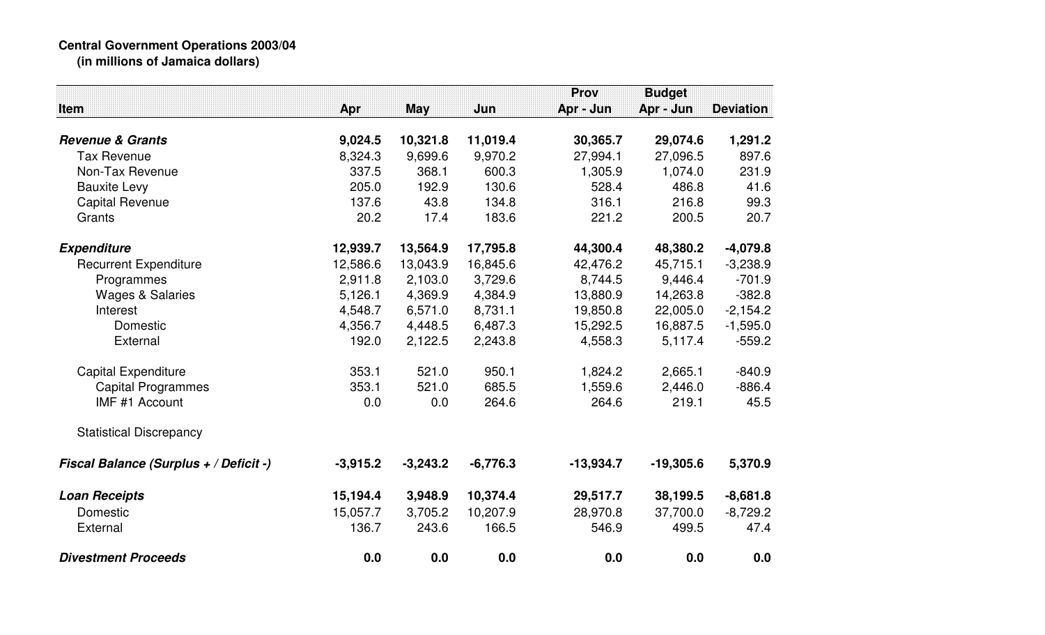**Central Government Operations 2003/04**
**(in millions of Jamaica dollars)**

| Item | Apr | May | Jun | Prov Apr - Jun | Budget Apr - Jun | Deviation |
|---|---|---|---|---|---|---|
| ***Revenue & Grants*** | **9,024.5** | **10,321.8** | **11,019.4** | **30,365.7** | **29,074.6** | **1,291.2** |
| Tax Revenue | 8,324.3 | 9,699.6 | 9,970.2 | 27,994.1 | 27,096.5 | 897.6 |
| Non-Tax Revenue | 337.5 | 368.1 | 600.3 | 1,305.9 | 1,074.0 | 231.9 |
| Bauxite Levy | 205.0 | 192.9 | 130.6 | 528.4 | 486.8 | 41.6 |
| Capital Revenue | 137.6 | 43.8 | 134.8 | 316.1 | 216.8 | 99.3 |
| Grants | 20.2 | 17.4 | 183.6 | 221.2 | 200.5 | 20.7 |
| ***Expenditure*** | **12,939.7** | **13,564.9** | **17,795.8** | **44,300.4** | **48,380.2** | **-4,079.8** |
| Recurrent Expenditure | 12,586.6 | 13,043.9 | 16,845.6 | 42,476.2 | 45,715.1 | -3,238.9 |
| Programmes | 2,911.8 | 2,103.0 | 3,729.6 | 8,744.5 | 9,446.4 | -701.9 |
| Wages & Salaries | 5,126.1 | 4,369.9 | 4,384.9 | 13,880.9 | 14,263.8 | -382.8 |
| Interest | 4,548.7 | 6,571.0 | 8,731.1 | 19,850.8 | 22,005.0 | -2,154.2 |
| Domestic | 4,356.7 | 4,448.5 | 6,487.3 | 15,292.5 | 16,887.5 | -1,595.0 |
| External | 192.0 | 2,122.5 | 2,243.8 | 4,558.3 | 5,117.4 | -559.2 |
| Capital Expenditure | 353.1 | 521.0 | 950.1 | 1,824.2 | 2,665.1 | -840.9 |
| Capital Programmes | 353.1 | 521.0 | 685.5 | 1,559.6 | 2,446.0 | -886.4 |
| IMF #1 Account | 0.0 | 0.0 | 264.6 | 264.6 | 219.1 | 45.5 |
| Statistical Discrepancy | | | | | | |
| ***Fiscal Balance (Surplus + / Deficit -)*** | **-3,915.2** | **-3,243.2** | **-6,776.3** | **-13,934.7** | **-19,305.6** | **5,370.9** |
| ***Loan Receipts*** | **15,194.4** | **3,948.9** | **10,374.4** | **29,517.7** | **38,199.5** | **-8,681.8** |
| Domestic | 15,057.7 | 3,705.2 | 10,207.9 | 28,970.8 | 37,700.0 | -8,729.2 |
| External | 136.7 | 243.6 | 166.5 | 546.9 | 499.5 | 47.4 |
| ***Divestment Proceeds*** | **0.0** | **0.0** | **0.0** | **0.0** | **0.0** | **0.0** |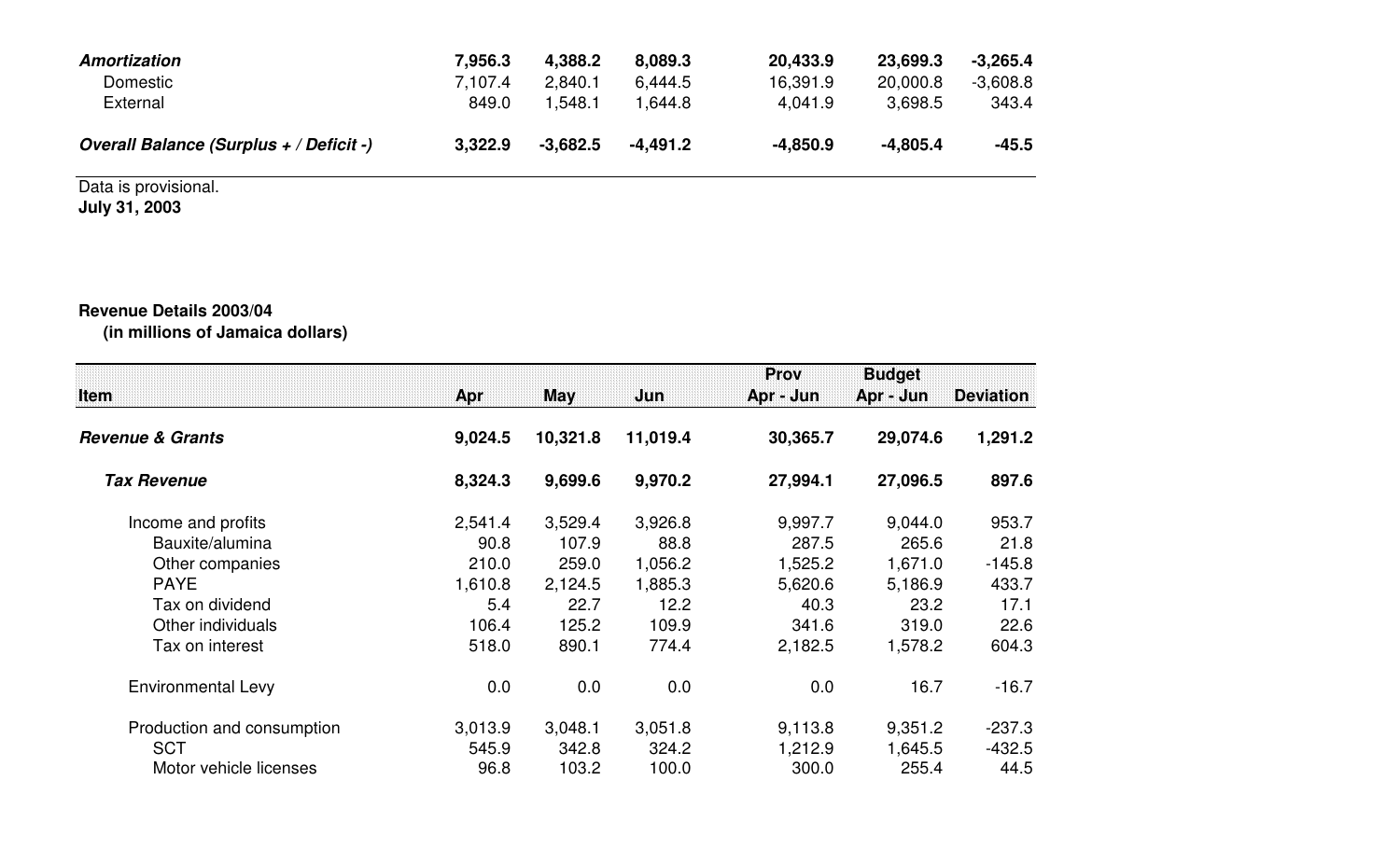| | | | | | | |
|---|---|---|---|---|---|---|
| ***Amortization*** | **7,956.3** | **4,388.2** | **8,089.3** | **20,433.9** | **23,699.3** | **-3,265.4** |
| Domestic | 7,107.4 | 2,840.1 | 6,444.5 | 16,391.9 | 20,000.8 | -3,608.8 |
| External | 849.0 | 1,548.1 | 1,644.8 | 4,041.9 | 3,698.5 | 343.4 |
| ***Overall Balance (Surplus + / Deficit -)*** | **3,322.9** | **-3,682.5** | **-4,491.2** | **-4,850.9** | **-4,805.4** | **-45.5** |

Data is provisional.
**July 31, 2003**

**Revenue Details 2003/04**
**(in millions of Jamaica dollars)**

| Item | Apr | May | Jun | Prov Apr - Jun | Budget Apr - Jun | Deviation |
|---|---|---|---|---|---|---|
| ***Revenue & Grants*** | **9,024.5** | **10,321.8** | **11,019.4** | **30,365.7** | **29,074.6** | **1,291.2** |
| ***Tax Revenue*** | **8,324.3** | **9,699.6** | **9,970.2** | **27,994.1** | **27,096.5** | **897.6** |
| Income and profits | 2,541.4 | 3,529.4 | 3,926.8 | 9,997.7 | 9,044.0 | 953.7 |
| Bauxite/alumina | 90.8 | 107.9 | 88.8 | 287.5 | 265.6 | 21.8 |
| Other companies | 210.0 | 259.0 | 1,056.2 | 1,525.2 | 1,671.0 | -145.8 |
| PAYE | 1,610.8 | 2,124.5 | 1,885.3 | 5,620.6 | 5,186.9 | 433.7 |
| Tax on dividend | 5.4 | 22.7 | 12.2 | 40.3 | 23.2 | 17.1 |
| Other individuals | 106.4 | 125.2 | 109.9 | 341.6 | 319.0 | 22.6 |
| Tax on interest | 518.0 | 890.1 | 774.4 | 2,182.5 | 1,578.2 | 604.3 |
| Environmental Levy | 0.0 | 0.0 | 0.0 | 0.0 | 16.7 | -16.7 |
| Production and consumption | 3,013.9 | 3,048.1 | 3,051.8 | 9,113.8 | 9,351.2 | -237.3 |
| SCT | 545.9 | 342.8 | 324.2 | 1,212.9 | 1,645.5 | -432.5 |
| Motor vehicle licenses | 96.8 | 103.2 | 100.0 | 300.0 | 255.4 | 44.5 |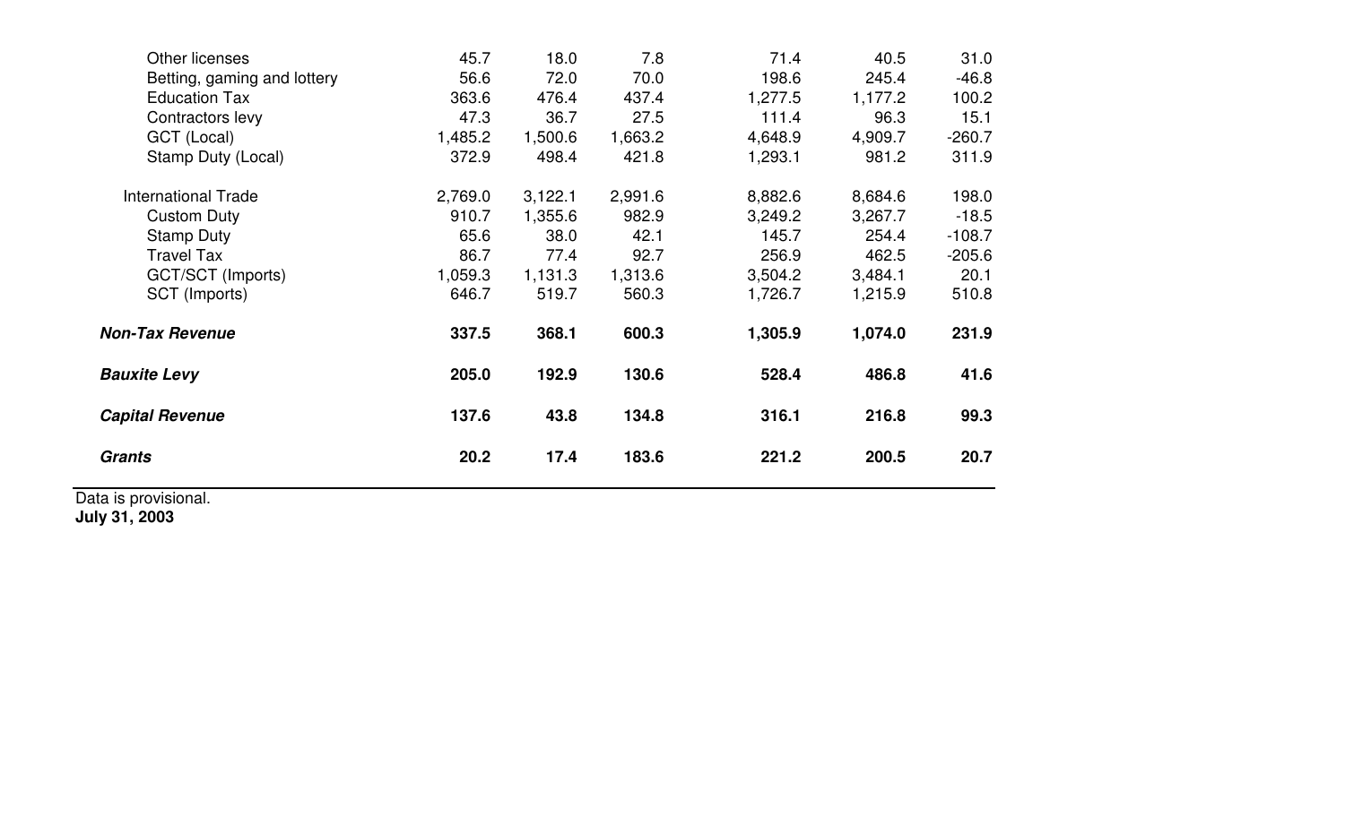| | | | | | | |
|---|---|---|---|---|---|---|
| Other licenses | 45.7 | 18.0 | 7.8 | 71.4 | 40.5 | 31.0 |
| Betting, gaming and lottery | 56.6 | 72.0 | 70.0 | 198.6 | 245.4 | -46.8 |
| Education Tax | 363.6 | 476.4 | 437.4 | 1,277.5 | 1,177.2 | 100.2 |
| Contractors levy | 47.3 | 36.7 | 27.5 | 111.4 | 96.3 | 15.1 |
| GCT (Local) | 1,485.2 | 1,500.6 | 1,663.2 | 4,648.9 | 4,909.7 | -260.7 |
| Stamp Duty (Local) | 372.9 | 498.4 | 421.8 | 1,293.1 | 981.2 | 311.9 |
| International Trade | 2,769.0 | 3,122.1 | 2,991.6 | 8,882.6 | 8,684.6 | 198.0 |
| Custom Duty | 910.7 | 1,355.6 | 982.9 | 3,249.2 | 3,267.7 | -18.5 |
| Stamp Duty | 65.6 | 38.0 | 42.1 | 145.7 | 254.4 | -108.7 |
| Travel Tax | 86.7 | 77.4 | 92.7 | 256.9 | 462.5 | -205.6 |
| GCT/SCT (Imports) | 1,059.3 | 1,131.3 | 1,313.6 | 3,504.2 | 3,484.1 | 20.1 |
| SCT (Imports) | 646.7 | 519.7 | 560.3 | 1,726.7 | 1,215.9 | 510.8 |
| ***Non-Tax Revenue*** | **337.5** | **368.1** | **600.3** | **1,305.9** | **1,074.0** | **231.9** |
| ***Bauxite Levy*** | **205.0** | **192.9** | **130.6** | **528.4** | **486.8** | **41.6** |
| ***Capital Revenue*** | **137.6** | **43.8** | **134.8** | **316.1** | **216.8** | **99.3** |
| ***Grants*** | **20.2** | **17.4** | **183.6** | **221.2** | **200.5** | **20.7** |

Data is provisional.

**July 31, 2003**